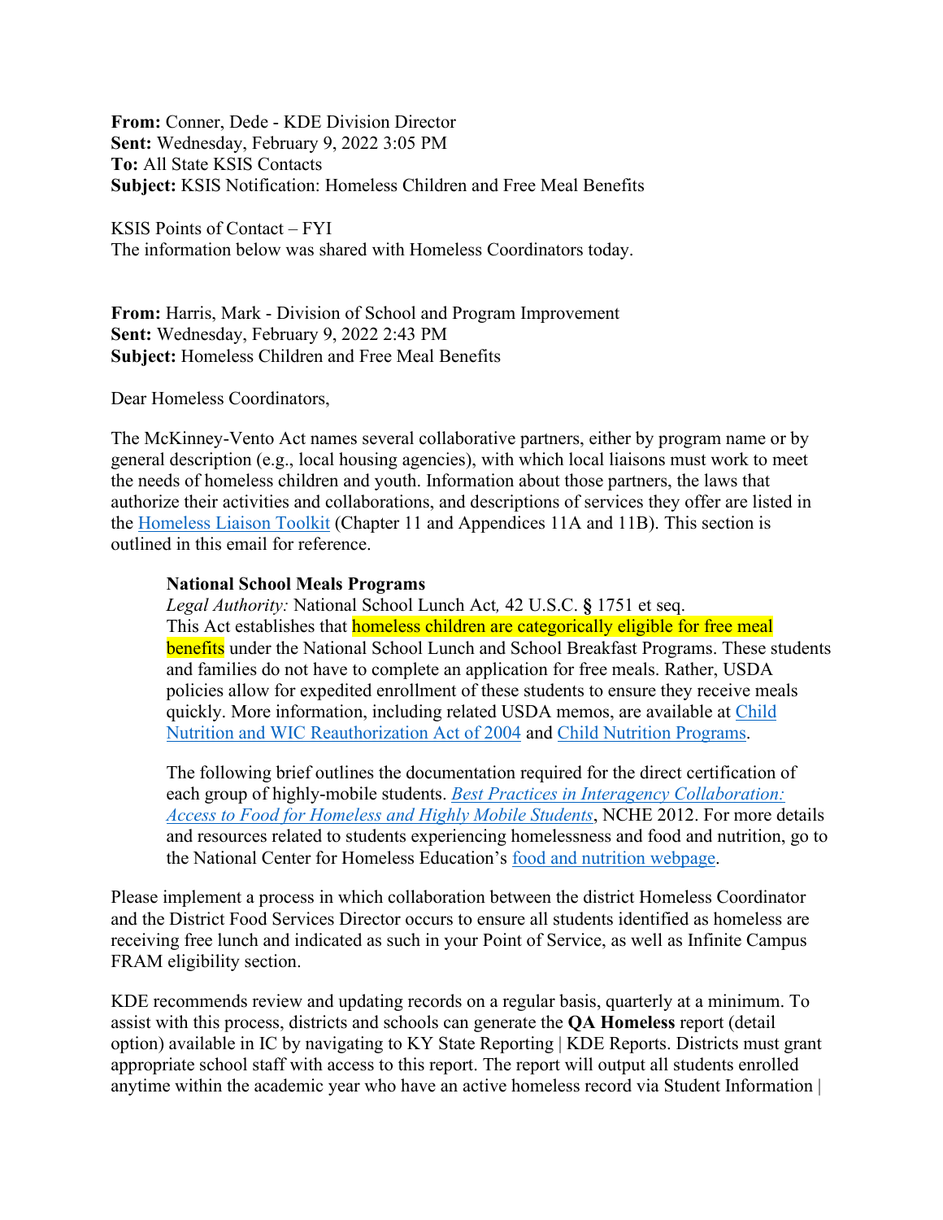**From:** Conner, Dede - KDE Division Director
**Sent:** Wednesday, February 9, 2022 3:05 PM
**To:** All State KSIS Contacts
**Subject:** KSIS Notification: Homeless Children and Free Meal Benefits

KSIS Points of Contact – FYI
The information below was shared with Homeless Coordinators today.

**From:** Harris, Mark - Division of School and Program Improvement
**Sent:** Wednesday, February 9, 2022 2:43 PM
**Subject:** Homeless Children and Free Meal Benefits

Dear Homeless Coordinators,

The McKinney-Vento Act names several collaborative partners, either by program name or by general description (e.g., local housing agencies), with which local liaisons must work to meet the needs of homeless children and youth. Information about those partners, the laws that authorize their activities and collaborations, and descriptions of services they offer are listed in the Homeless Liaison Toolkit (Chapter 11 and Appendices 11A and 11B). This section is outlined in this email for reference.

> **National School Meals Programs**
> *Legal Authority:* National School Lunch Act*,* 42 U.S.C. **§** 1751 et seq.
> This Act establishes that homeless children are categorically eligible for free meal benefits under the National School Lunch and School Breakfast Programs. These students and families do not have to complete an application for free meals. Rather, USDA policies allow for expedited enrollment of these students to ensure they receive meals quickly. More information, including related USDA memos, are available at Child Nutrition and WIC Reauthorization Act of 2004 and Child Nutrition Programs.
>
> The following brief outlines the documentation required for the direct certification of each group of highly-mobile students. *Best Practices in Interagency Collaboration: Access to Food for Homeless and Highly Mobile Students*, NCHE 2012. For more details and resources related to students experiencing homelessness and food and nutrition, go to the National Center for Homeless Education's food and nutrition webpage.

Please implement a process in which collaboration between the district Homeless Coordinator and the District Food Services Director occurs to ensure all students identified as homeless are receiving free lunch and indicated as such in your Point of Service, as well as Infinite Campus FRAM eligibility section.

KDE recommends review and updating records on a regular basis, quarterly at a minimum. To assist with this process, districts and schools can generate the **QA Homeless** report (detail option) available in IC by navigating to KY State Reporting | KDE Reports. Districts must grant appropriate school staff with access to this report. The report will output all students enrolled anytime within the academic year who have an active homeless record via Student Information |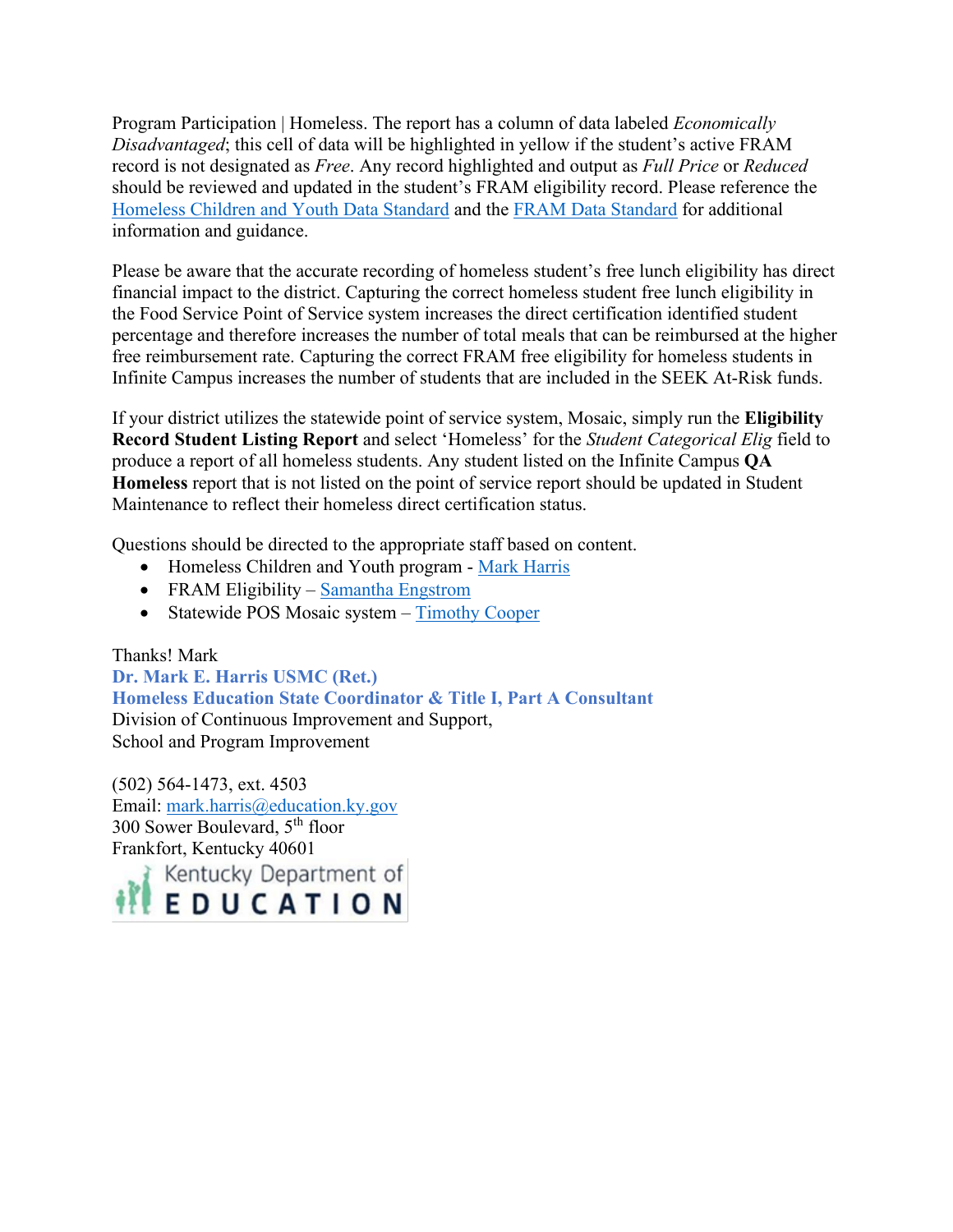Program Participation | Homeless. The report has a column of data labeled *Economically Disadvantaged*; this cell of data will be highlighted in yellow if the student's active FRAM record is not designated as *Free*. Any record highlighted and output as *Full Price* or *Reduced* should be reviewed and updated in the student's FRAM eligibility record. Please reference the Homeless Children and Youth Data Standard and the FRAM Data Standard for additional information and guidance.

Please be aware that the accurate recording of homeless student's free lunch eligibility has direct financial impact to the district. Capturing the correct homeless student free lunch eligibility in the Food Service Point of Service system increases the direct certification identified student percentage and therefore increases the number of total meals that can be reimbursed at the higher free reimbursement rate. Capturing the correct FRAM free eligibility for homeless students in Infinite Campus increases the number of students that are included in the SEEK At-Risk funds.

If your district utilizes the statewide point of service system, Mosaic, simply run the **Eligibility Record Student Listing Report** and select 'Homeless' for the *Student Categorical Elig* field to produce a report of all homeless students. Any student listed on the Infinite Campus **QA Homeless** report that is not listed on the point of service report should be updated in Student Maintenance to reflect their homeless direct certification status.

Questions should be directed to the appropriate staff based on content.

- Homeless Children and Youth program - Mark Harris
- FRAM Eligibility – Samantha Engstrom
- Statewide POS Mosaic system – Timothy Cooper

Thanks! Mark

**Dr. Mark E. Harris USMC (Ret.)**
**Homeless Education State Coordinator & Title I, Part A Consultant**
Division of Continuous Improvement and Support,
School and Program Improvement

(502) 564-1473, ext. 4503
Email: mark.harris@education.ky.gov
300 Sower Boulevard, 5th floor
Frankfort, Kentucky 40601

Kentucky Department of EDUCATION